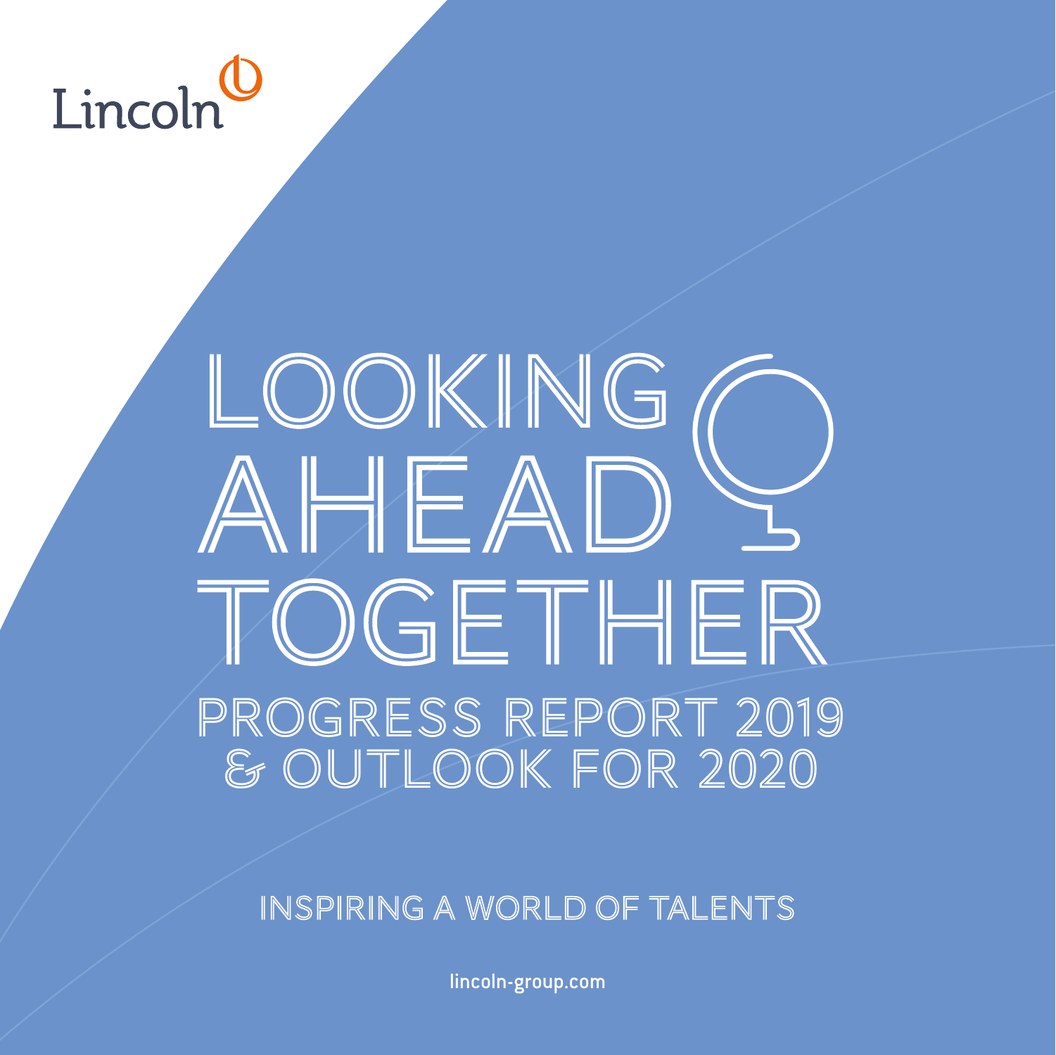Lincoln

# LOOKING AHEAD TOGETHER

## PROGRESS REPORT 2019 & OUTLOOK FOR 2020

INSPIRING A WORLD OF TALENTS

lincoln-group.com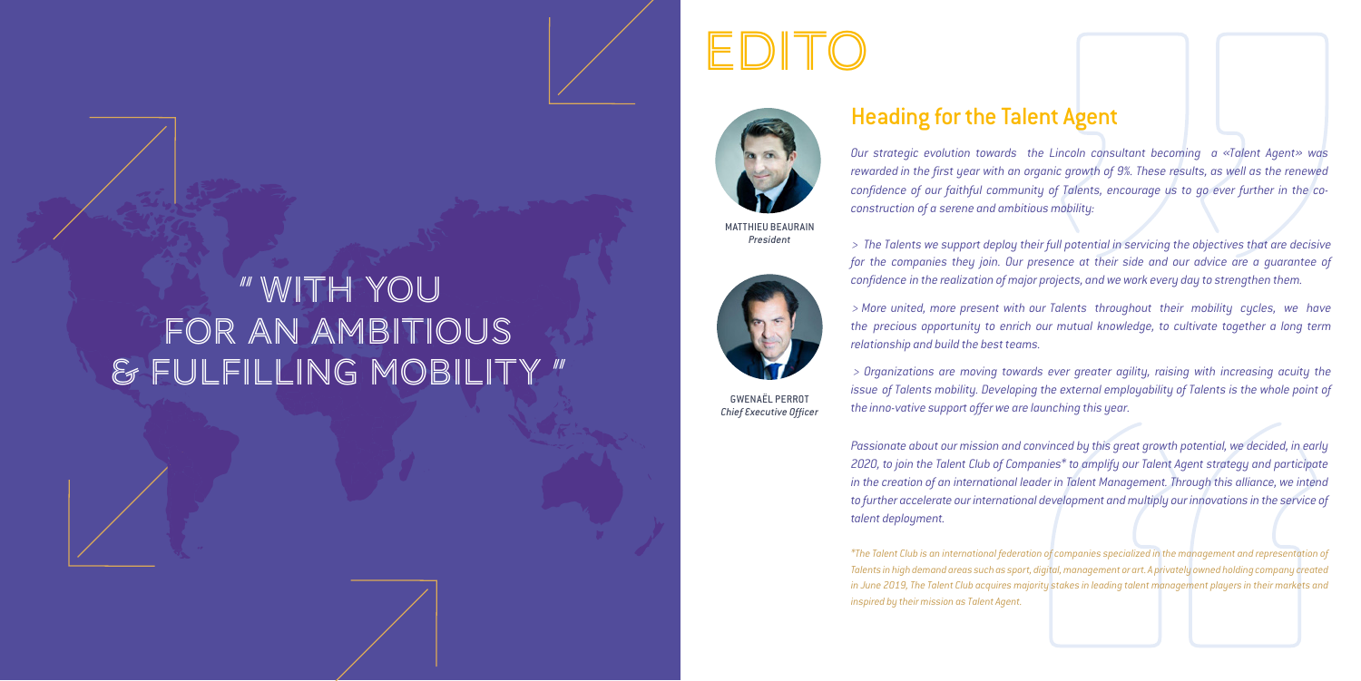" WITH YOU FOR AN AMBITIOUS & FULFILLING MOBILITY "

# EDITO

MATTHIEU BEAURAIN
*President*

GWENAËL PERROT
*Chief Executive Officer*

## Heading for the Talent Agent

*Our strategic evolution towards the Lincoln consultant becoming a «Talent Agent» was rewarded in the first year with an organic growth of 9%. These results, as well as the renewed confidence of our faithful community of Talents, encourage us to go ever further in the co-construction of a serene and ambitious mobility:*

*> The Talents we support deploy their full potential in servicing the objectives that are decisive for the companies they join. Our presence at their side and our advice are a guarantee of confidence in the realization of major projects, and we work every day to strengthen them.*

*> More united, more present with our Talents throughout their mobility cycles, we have the precious opportunity to enrich our mutual knowledge, to cultivate together a long term relationship and build the best teams.*

*> Organizations are moving towards ever greater agility, raising with increasing acuity the issue of Talents mobility. Developing the external employability of Talents is the whole point of the inno-vative support offer we are launching this year.*

*Passionate about our mission and convinced by this great growth potential, we decided, in early 2020, to join the Talent Club of Companies* to amplify our Talent Agent strategy and participate in the creation of an international leader in Talent Management. Through this alliance, we intend to further accelerate our international development and multiply our innovations in the service of talent deployment.*

*\*The Talent Club is an international federation of companies specialized in the management and representation of Talents in high demand areas such as sport, digital, management or art. A privately owned holding company created in June 2019, The Talent Club acquires majority stakes in leading talent management players in their markets and inspired by their mission as Talent Agent.*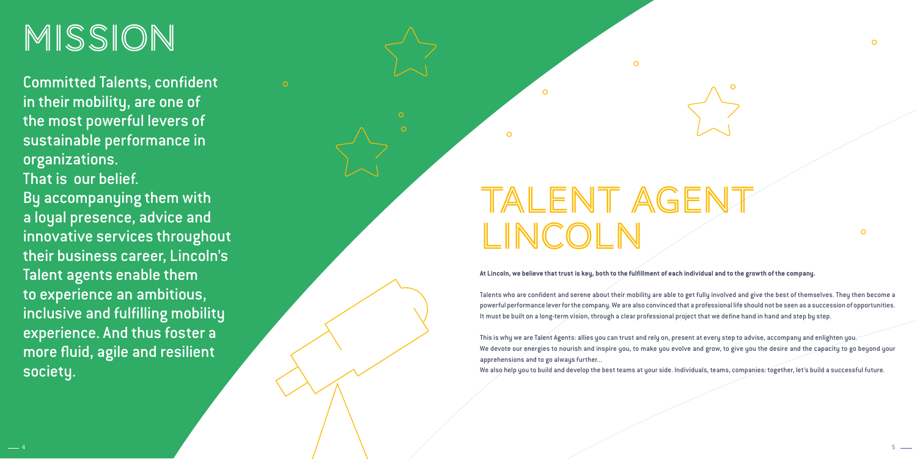# MISSION

Committed Talents, confident in their mobility, are one of the most powerful levers of sustainable performance in organizations.
That is our belief.
By accompanying them with a loyal presence, advice and innovative services throughout their business career, Lincoln's Talent agents enable them to experience an ambitious, inclusive and fulfilling mobility experience. And thus foster a more fluid, agile and resilient society.

# TALENT AGENT LINCOLN

**At Lincoln, we believe that trust is key, both to the fulfillment of each individual and to the growth of the company.**

Talents who are confident and serene about their mobility are able to get fully involved and give the best of themselves. They then become a powerful performance lever for the company. We are also convinced that a professional life should not be seen as a succession of opportunities. It must be built on a long-term vision, through a clear professional project that we define hand in hand and step by step.

This is why we are Talent Agents: allies you can trust and rely on, present at every step to advise, accompany and enlighten you.
We devote our energies to nourish and inspire you, to make you evolve and grow, to give you the desire and the capacity to go beyond your apprehensions and to go always further...
We also help you to build and develop the best teams at your side. Individuals, teams, companies: together, let's build a successful future.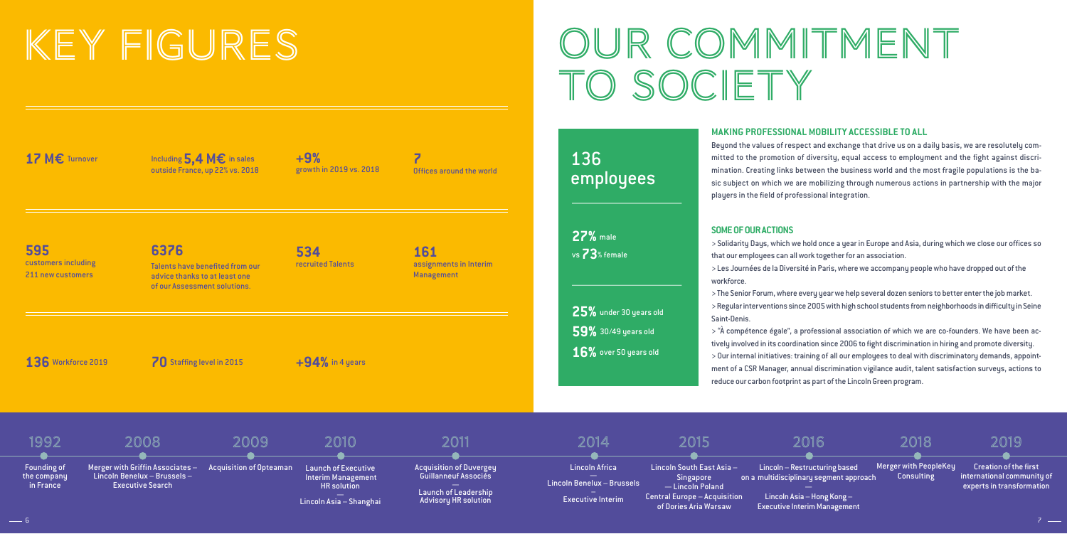# KEY FIGURES

**17 M€** Turnover

Including **5,4 M€** in sales outside France, up 22% vs. 2018

**+9%** growth in 2019 vs. 2018

**7** Offices around the world

**595** customers including 211 new customers

**6376** Talents have benefited from our advice thanks to at least one of our Assessment solutions.

**534** recruited Talents

**161** assignments in Interim Management

**136** Workforce 2019

**70** Staffing level in 2015

**+94%** in 4 years

# OUR COMMITMENT TO SOCIETY

## 136 employees

**27%** male vs **73**% female

**25%** under 30 years old

**59%** 30/49 years old

**16%** over 50 years old

### MAKING PROFESSIONAL MOBILITY ACCESSIBLE TO ALL

Beyond the values of respect and exchange that drive us on a daily basis, we are resolutely committed to the promotion of diversity, equal access to employment and the fight against discrimination. Creating links between the business world and the most fragile populations is the basic subject on which we are mobilizing through numerous actions in partnership with the major players in the field of professional integration.

### SOME OF OUR ACTIONS

> Solidarity Days, which we hold once a year in Europe and Asia, during which we close our offices so that our employees can all work together for an association.

> Les Journées de la Diversité in Paris, where we accompany people who have dropped out of the workforce.

> The Senior Forum, where every year we help several dozen seniors to better enter the job market.

> Regular interventions since 2005 with high school students from neighborhoods in difficulty in Seine Saint-Denis.

> "À compétence égale", a professional association of which we are co-founders. We have been actively involved in its coordination since 2006 to fight discrimination in hiring and promote diversity.

> Our internal initiatives: training of all our employees to deal with discriminatory demands, appointment of a CSR Manager, annual discrimination vigilance audit, talent satisfaction surveys, actions to reduce our carbon footprint as part of the Lincoln Green program.

**1992** Founding of the company in France

**2008** Merger with Griffin Associates – Lincoln Benelux – Brussels – Executive Search

**2009** Acquisition of Opteaman

**2010** Launch of Executive Interim Management HR solution — Lincoln Asia – Shanghai

**2011** Acquisition of Duvergey Guillanneuf Associés — Launch of Leadership Advisory HR solution

**2014** Lincoln Africa — Lincoln Benelux – Brussels — Executive Interim

**2015** Lincoln South East Asia – Singapore — Lincoln Poland — Central Europe – Acquisition of Dories Aria Warsaw

**2016** Lincoln – Restructuring based on a multidisciplinary segment approach — Lincoln Asia – Hong Kong – Executive Interim Management

**2018** Merger with PeopleKey Consulting

**2019** Creation of the first international community of experts in transformation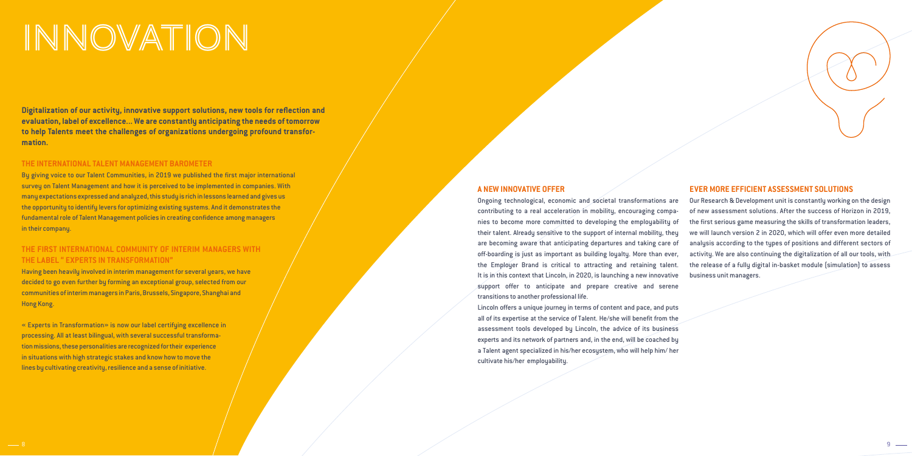# INNOVATION

**Digitalization of our activity, innovative support solutions, new tools for reflection and evaluation, label of excellence… We are constantly anticipating the needs of tomorrow to help Talents meet the challenges of organizations undergoing profound transformation.**

## THE INTERNATIONAL TALENT MANAGEMENT BAROMETER

By giving voice to our Talent Communities, in 2019 we published the first major international survey on Talent Management and how it is perceived to be implemented in companies. With many expectations expressed and analyzed, this study is rich in lessons learned and gives us the opportunity to identify levers for optimizing existing systems. And it demonstrates the fundamental role of Talent Management policies in creating confidence among managers in their company.

## THE FIRST INTERNATIONAL COMMUNITY OF INTERIM MANAGERS WITH THE LABEL " EXPERTS IN TRANSFORMATION"

Having been heavily involved in interim management for several years, we have decided to go even further by forming an exceptional group, selected from our communities of interim managers in Paris, Brussels, Singapore, Shanghai and Hong Kong.

« Experts in Transformation» is now our label certifying excellence in processing. All at least bilingual, with several successful transformation missions, these personalities are recognized for their experience in situations with high strategic stakes and know how to move the lines by cultivating creativity, resilience and a sense of initiative.

## A NEW INNOVATIVE OFFER

Ongoing technological, economic and societal transformations are contributing to a real acceleration in mobility, encouraging companies to become more committed to developing the employability of their talent. Already sensitive to the support of internal mobility, they are becoming aware that anticipating departures and taking care of off-boarding is just as important as building loyalty. More than ever, the Employer Brand is critical to attracting and retaining talent. It is in this context that Lincoln, in 2020, is launching a new innovative support offer to anticipate and prepare creative and serene transitions to another professional life.

Lincoln offers a unique journey in terms of content and pace, and puts all of its expertise at the service of Talent. He/she will benefit from the assessment tools developed by Lincoln, the advice of its business experts and its network of partners and, in the end, will be coached by a Talent agent specialized in his/her ecosystem, who will help him/ her cultivate his/her employability.

## EVER MORE EFFICIENT ASSESSMENT SOLUTIONS

Our Research & Development unit is constantly working on the design of new assessment solutions. After the success of Horizon in 2019, the first serious game measuring the skills of transformation leaders, we will launch version 2 in 2020, which will offer even more detailed analysis according to the types of positions and different sectors of activity. We are also continuing the digitalization of all our tools, with the release of a fully digital in-basket module (simulation) to assess business unit managers.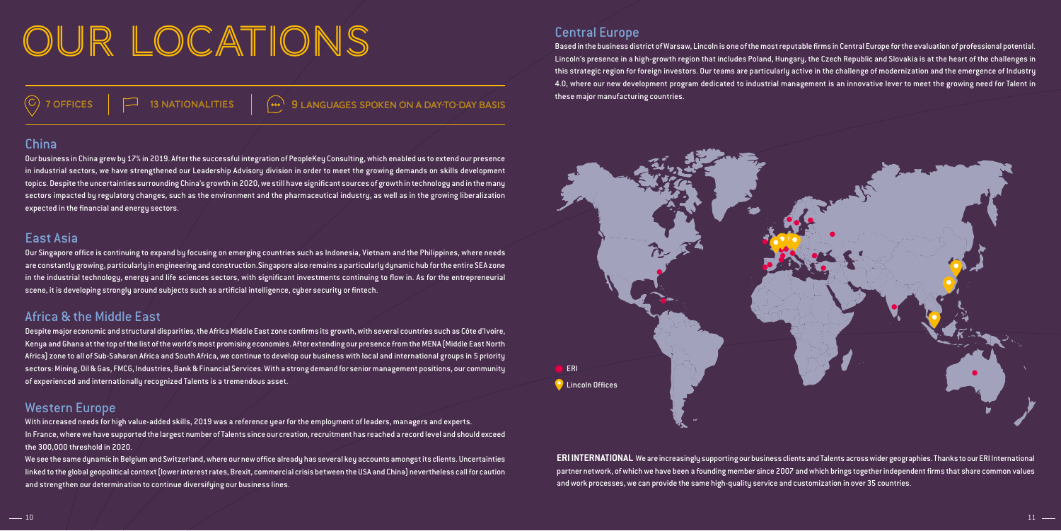# OUR LOCATIONS

7 OFFICES | 13 NATIONALITIES | 9 LANGUAGES SPOKEN ON A DAY-TO-DAY BASIS

## China

Our business in China grew by 17% in 2019. After the successful integration of PeopleKey Consulting, which enabled us to extend our presence in industrial sectors, we have strengthened our Leadership Advisory division in order to meet the growing demands on skills development topics. Despite the uncertainties surrounding China's growth in 2020, we still have significant sources of growth in technology and in the many sectors impacted by regulatory changes, such as the environment and the pharmaceutical industry, as well as in the growing liberalization expected in the financial and energy sectors.

## East Asia

Our Singapore office is continuing to expand by focusing on emerging countries such as Indonesia, Vietnam and the Philippines, where needs are constantly growing, particularly in engineering and construction. Singapore also remains a particularly dynamic hub for the entire SEA zone in the industrial technology, energy and life sciences sectors, with significant investments continuing to flow in. As for the entrepreneurial scene, it is developing strongly around subjects such as artificial intelligence, cyber security or fintech.

## Africa & the Middle East

Despite major economic and structural disparities, the Africa Middle East zone confirms its growth, with several countries such as Côte d'Ivoire, Kenya and Ghana at the top of the list of the world's most promising economies. After extending our presence from the MENA (Middle East North Africa) zone to all of Sub-Saharan Africa and South Africa, we continue to develop our business with local and international groups in 5 priority sectors: Mining, Oil & Gas, FMCG, Industries, Bank & Financial Services. With a strong demand for senior management positions, our community of experienced and internationally recognized Talents is a tremendous asset.

## Western Europe

With increased needs for high value-added skills, 2019 was a reference year for the employment of leaders, managers and experts.
In France, where we have supported the largest number of Talents since our creation, recruitment has reached a record level and should exceed the 300,000 threshold in 2020.
We see the same dynamic in Belgium and Switzerland, where our new office already has several key accounts amongst its clients. Uncertainties linked to the global geopolitical context (lower interest rates, Brexit, commercial crisis between the USA and China) nevertheless call for caution and strengthen our determination to continue diversifying our business lines.

## Central Europe

Based in the business district of Warsaw, Lincoln is one of the most reputable firms in Central Europe for the evaluation of professional potential. Lincoln's presence in a high-growth region that includes Poland, Hungary, the Czech Republic and Slovakia is at the heart of the challenges in this strategic region for foreign investors. Our teams are particularly active in the challenge of modernization and the emergence of Industry 4.0, where our new development program dedicated to industrial management is an innovative lever to meet the growing need for Talent in these major manufacturing countries.

ERI
Lincoln Offices

**ERI INTERNATIONAL** We are increasingly supporting our business clients and Talents across wider geographies. Thanks to our ERI International partner network, of which we have been a founding member since 2007 and which brings together independent firms that share common values and work processes, we can provide the same high-quality service and customization in over 35 countries.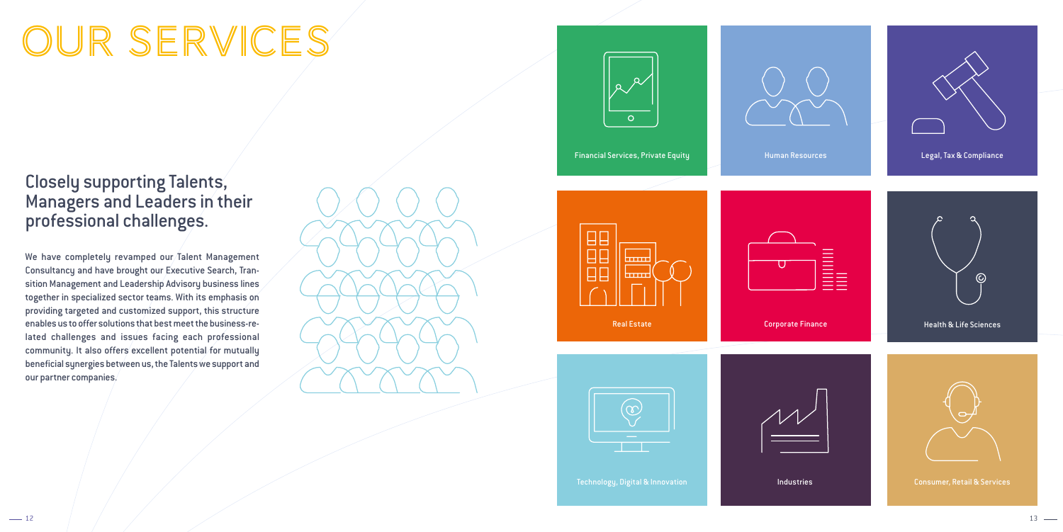# OUR SERVICES

## Closely supporting Talents, Managers and Leaders in their professional challenges.

We have completely revamped our Talent Management Consultancy and have brought our Executive Search, Transition Management and Leadership Advisory business lines together in specialized sector teams. With its emphasis on providing targeted and customized support, this structure enables us to offer solutions that best meet the business-related challenges and issues facing each professional community. It also offers excellent potential for mutually beneficial synergies between us, the Talents we support and our partner companies.

- Financial Services, Private Equity
- Human Resources
- Legal, Tax & Compliance
- Real Estate
- Corporate Finance
- Health & Life Sciences
- Technology, Digital & Innovation
- Industries
- Consumer, Retail & Services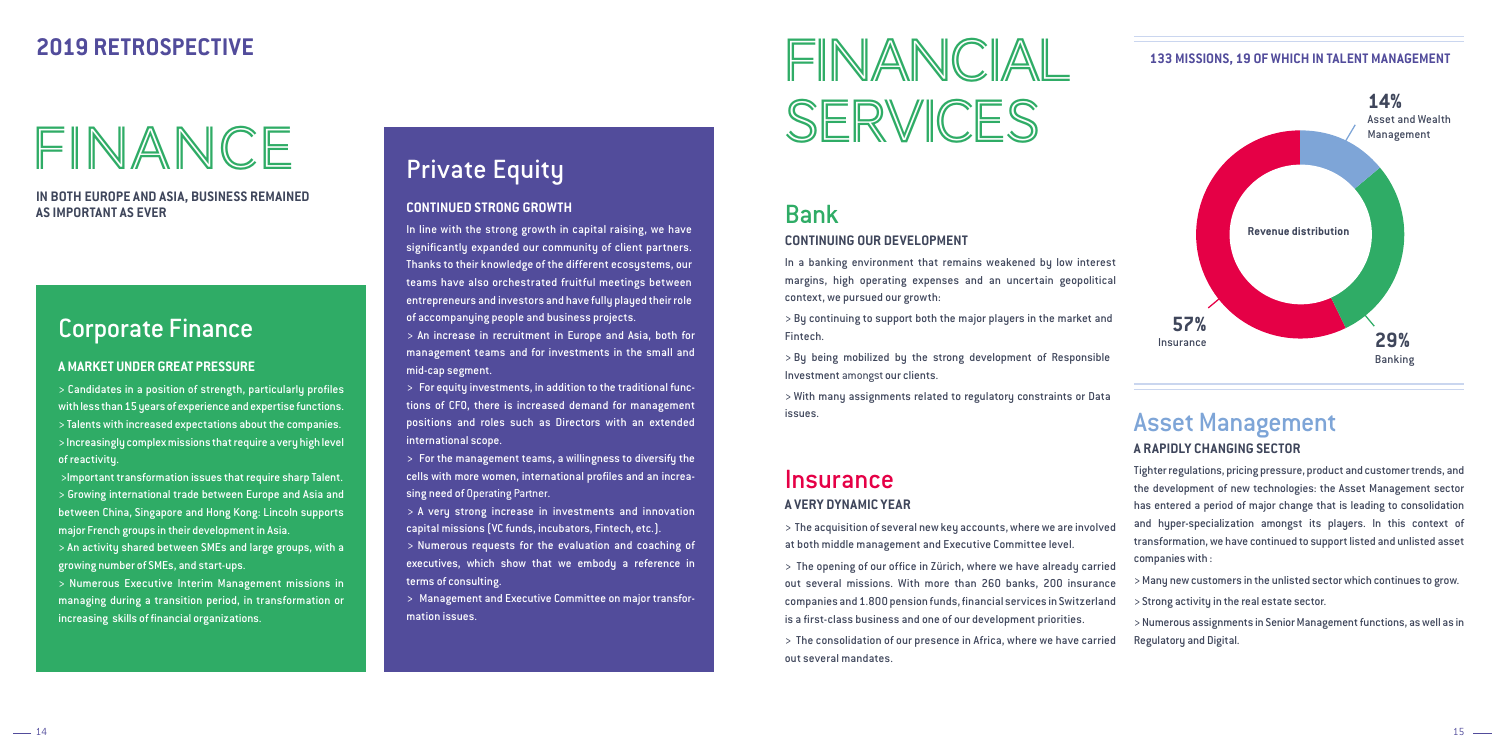## 2019 RETROSPECTIVE

# FINANCE

**IN BOTH EUROPE AND ASIA, BUSINESS REMAINED AS IMPORTANT AS EVER**

## Corporate Finance

### A MARKET UNDER GREAT PRESSURE

> Candidates in a position of strength, particularly profiles with less than 15 years of experience and expertise functions.

> Talents with increased expectations about the companies.

> Increasingly complex missions that require a very high level of reactivity.

> Important transformation issues that require sharp Talent.

> Growing international trade between Europe and Asia and between China, Singapore and Hong Kong: Lincoln supports major French groups in their development in Asia.

> An activity shared between SMEs and large groups, with a growing number of SMEs, and start-ups.

> Numerous Executive Interim Management missions in managing during a transition period, in transformation or increasing skills of financial organizations.

## Private Equity

### CONTINUED STRONG GROWTH

In line with the strong growth in capital raising, we have significantly expanded our community of client partners. Thanks to their knowledge of the different ecosystems, our teams have also orchestrated fruitful meetings between entrepreneurs and investors and have fully played their role of accompanying people and business projects.

> An increase in recruitment in Europe and Asia, both for management teams and for investments in the small and mid-cap segment.

> For equity investments, in addition to the traditional functions of CFO, there is increased demand for management positions and roles such as Directors with an extended international scope.

> For the management teams, a willingness to diversify the cells with more women, international profiles and an increasing need of Operating Partner.

> A very strong increase in investments and innovation capital missions (VC funds, incubators, Fintech, etc.).

> Numerous requests for the evaluation and coaching of executives, which show that we embody a reference in terms of consulting.

> Management and Executive Committee on major transformation issues.

# FINANCIAL SERVICES

**133 MISSIONS, 19 OF WHICH IN TALENT MANAGEMENT**

Revenue distribution

| Segment | Share |
|---|---|
| Insurance | 57% |
| Banking | 29% |
| Asset and Wealth Management | 14% |

## Bank

### CONTINUING OUR DEVELOPMENT

In a banking environment that remains weakened by low interest margins, high operating expenses and an uncertain geopolitical context, we pursued our growth:

> By continuing to support both the major players in the market and Fintech.

> By being mobilized by the strong development of Responsible Investment amongst our clients.

> With many assignments related to regulatory constraints or Data issues.

## Insurance

### A VERY DYNAMIC YEAR

> The acquisition of several new key accounts, where we are involved at both middle management and Executive Committee level.

> The opening of our office in Zürich, where we have already carried out several missions. With more than 260 banks, 200 insurance companies and 1.800 pension funds, financial services in Switzerland is a first-class business and one of our development priorities.

> The consolidation of our presence in Africa, where we have carried out several mandates.

## Asset Management

### A RAPIDLY CHANGING SECTOR

Tighter regulations, pricing pressure, product and customer trends, and the development of new technologies: the Asset Management sector has entered a period of major change that is leading to consolidation and hyper-specialization amongst its players. In this context of transformation, we have continued to support listed and unlisted asset companies with :

> Many new customers in the unlisted sector which continues to grow.

> Strong activity in the real estate sector.

> Numerous assignments in Senior Management functions, as well as in Regulatory and Digital.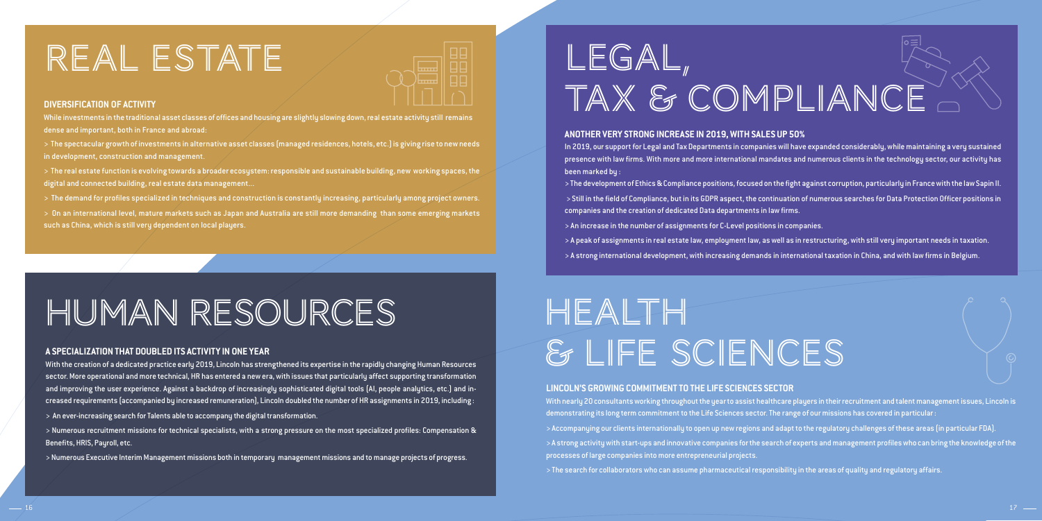# REAL ESTATE

### DIVERSIFICATION OF ACTIVITY

While investments in the traditional asset classes of offices and housing are slightly slowing down, real estate activity still remains dense and important, both in France and abroad:

> The spectacular growth of investments in alternative asset classes (managed residences, hotels, etc.) is giving rise to new needs in development, construction and management.

> The real estate function is evolving towards a broader ecosystem: responsible and sustainable building, new working spaces, the digital and connected building, real estate data management...

> The demand for profiles specialized in techniques and construction is constantly increasing, particularly among project owners.

> On an international level, mature markets such as Japan and Australia are still more demanding than some emerging markets such as China, which is still very dependent on local players.

# LEGAL, TAX & COMPLIANCE

### ANOTHER VERY STRONG INCREASE IN 2019, WITH SALES UP 50%

In 2019, our support for Legal and Tax Departments in companies will have expanded considerably, while maintaining a very sustained presence with law firms. With more and more international mandates and numerous clients in the technology sector, our activity has been marked by :

> The development of Ethics & Compliance positions, focused on the fight against corruption, particularly in France with the law Sapin II.

> Still in the field of Compliance, but in its GDPR aspect, the continuation of numerous searches for Data Protection Officer positions in companies and the creation of dedicated Data departments in law firms.

> An increase in the number of assignments for C-Level positions in companies.

> A peak of assignments in real estate law, employment law, as well as in restructuring, with still very important needs in taxation.

> A strong international development, with increasing demands in international taxation in China, and with law firms in Belgium.

# HUMAN RESOURCES

### A SPECIALIZATION THAT DOUBLED ITS ACTIVITY IN ONE YEAR

With the creation of a dedicated practice early 2019, Lincoln has strengthened its expertise in the rapidly changing Human Resources sector. More operational and more technical, HR has entered a new era, with issues that particularly affect supporting transformation and improving the user experience. Against a backdrop of increasingly sophisticated digital tools (AI, people analytics, etc.) and increased requirements (accompanied by increased remuneration), Lincoln doubled the number of HR assignments in 2019, including :

> An ever-increasing search for Talents able to accompany the digital transformation.

> Numerous recruitment missions for technical specialists, with a strong pressure on the most specialized profiles: Compensation & Benefits, HRIS, Payroll, etc.

> Numerous Executive Interim Management missions both in temporary management missions and to manage projects of progress.

# HEALTH & LIFE SCIENCES

### LINCOLN'S GROWING COMMITMENT TO THE LIFE SCIENCES SECTOR

With nearly 20 consultants working throughout the year to assist healthcare players in their recruitment and talent management issues, Lincoln is demonstrating its long term commitment to the Life Sciences sector. The range of our missions has covered in particular :

> Accompanying our clients internationally to open up new regions and adapt to the regulatory challenges of these areas (in particular FDA).

> A strong activity with start-ups and innovative companies for the search of experts and management profiles who can bring the knowledge of the processes of large companies into more entrepreneurial projects.

> The search for collaborators who can assume pharmaceutical responsibility in the areas of quality and regulatory affairs.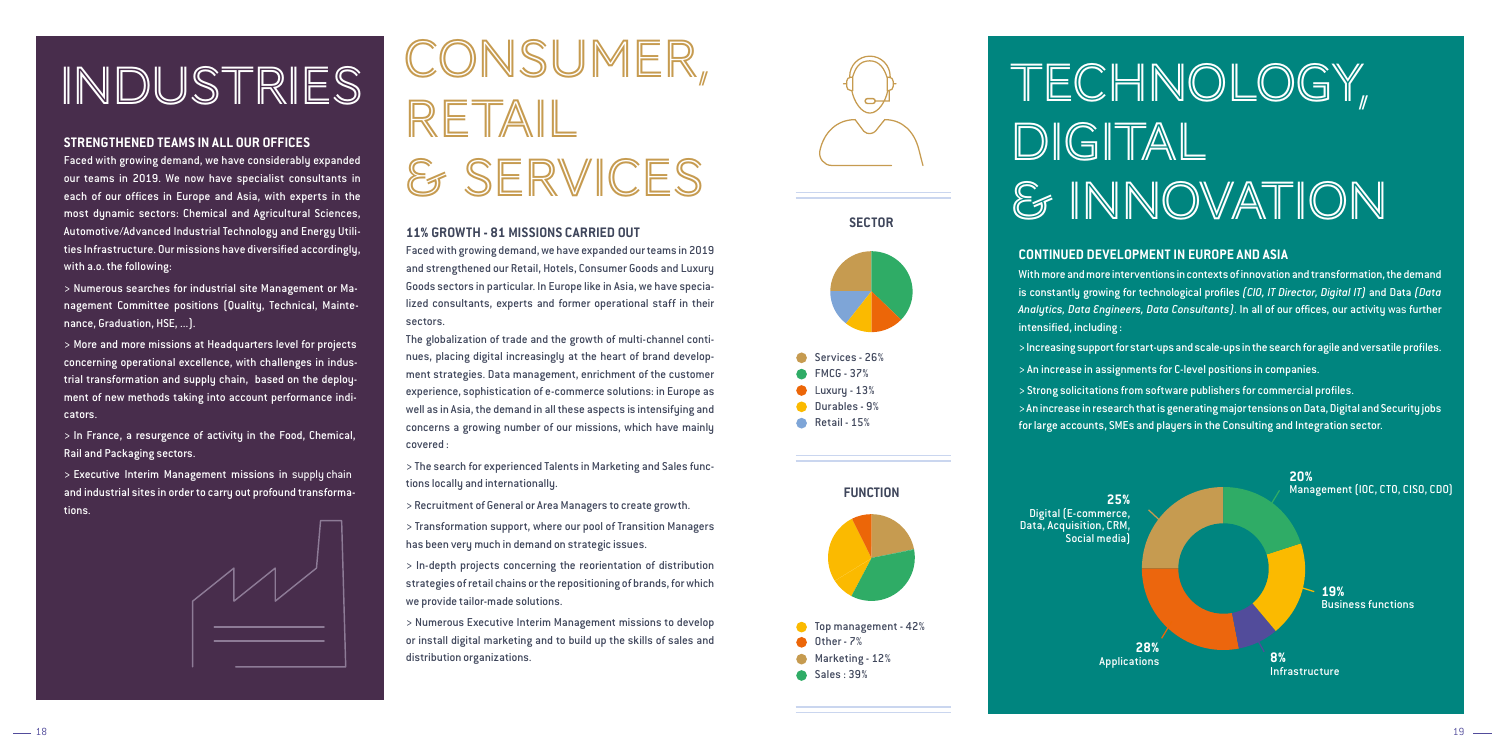# INDUSTRIES

### STRENGTHENED TEAMS IN ALL OUR OFFICES

Faced with growing demand, we have considerably expanded our teams in 2019. We now have specialist consultants in each of our offices in Europe and Asia, with experts in the most dynamic sectors: Chemical and Agricultural Sciences, Automotive/Advanced Industrial Technology and Energy Utilities Infrastructure. Our missions have diversified accordingly, with a.o. the following:

> Numerous searches for industrial site Management or Management Committee positions (Quality, Technical, Maintenance, Graduation, HSE, ...).

> More and more missions at Headquarters level for projects concerning operational excellence, with challenges in industrial transformation and supply chain, based on the deployment of new methods taking into account performance indicators.

> In France, a resurgence of activity in the Food, Chemical, Rail and Packaging sectors.

> Executive Interim Management missions in supply chain and industrial sites in order to carry out profound transformations.

# CONSUMER, RETAIL & SERVICES

### 11% GROWTH - 81 MISSIONS CARRIED OUT

Faced with growing demand, we have expanded our teams in 2019 and strengthened our Retail, Hotels, Consumer Goods and Luxury Goods sectors in particular. In Europe like in Asia, we have specialized consultants, experts and former operational staff in their sectors.

The globalization of trade and the growth of multi-channel continues, placing digital increasingly at the heart of brand development strategies. Data management, enrichment of the customer experience, sophistication of e-commerce solutions: in Europe as well as in Asia, the demand in all these aspects is intensifying and concerns a growing number of our missions, which have mainly covered :

> The search for experienced Talents in Marketing and Sales functions locally and internationally.

> Recruitment of General or Area Managers to create growth.

> Transformation support, where our pool of Transition Managers has been very much in demand on strategic issues.

> In-depth projects concerning the reorientation of distribution strategies of retail chains or the repositioning of brands, for which we provide tailor-made solutions.

> Numerous Executive Interim Management missions to develop or install digital marketing and to build up the skills of sales and distribution organizations.

**SECTOR**

- Services - 26%
- FMCG - 37%
- Luxury - 13%
- Durables - 9%
- Retail - 15%

**FUNCTION**

- Top management - 42%
- Other - 7%
- Marketing - 12%
- Sales : 39%

# TECHNOLOGY, DIGITAL & INNOVATION

### CONTINUED DEVELOPMENT IN EUROPE AND ASIA

With more and more interventions in contexts of innovation and transformation, the demand is constantly growing for technological profiles *(CIO, IT Director, Digital IT)* and Data *(Data Analytics, Data Engineers, Data Consultants)*. In all of our offices, our activity was further intensified, including :

> Increasing support for start-ups and scale-ups in the search for agile and versatile profiles.

> An increase in assignments for C-level positions in companies.

> Strong solicitations from software publishers for commercial profiles.

> An increase in research that is generating major tensions on Data, Digital and Security jobs for large accounts, SMEs and players in the Consulting and Integration sector.

- 20% Management (IOC, CTO, CISO, CDO)
- 19% Business functions
- 8% Infrastructure
- 28% Applications
- 25% Digital (E-commerce, Data, Acquisition, CRM, Social media)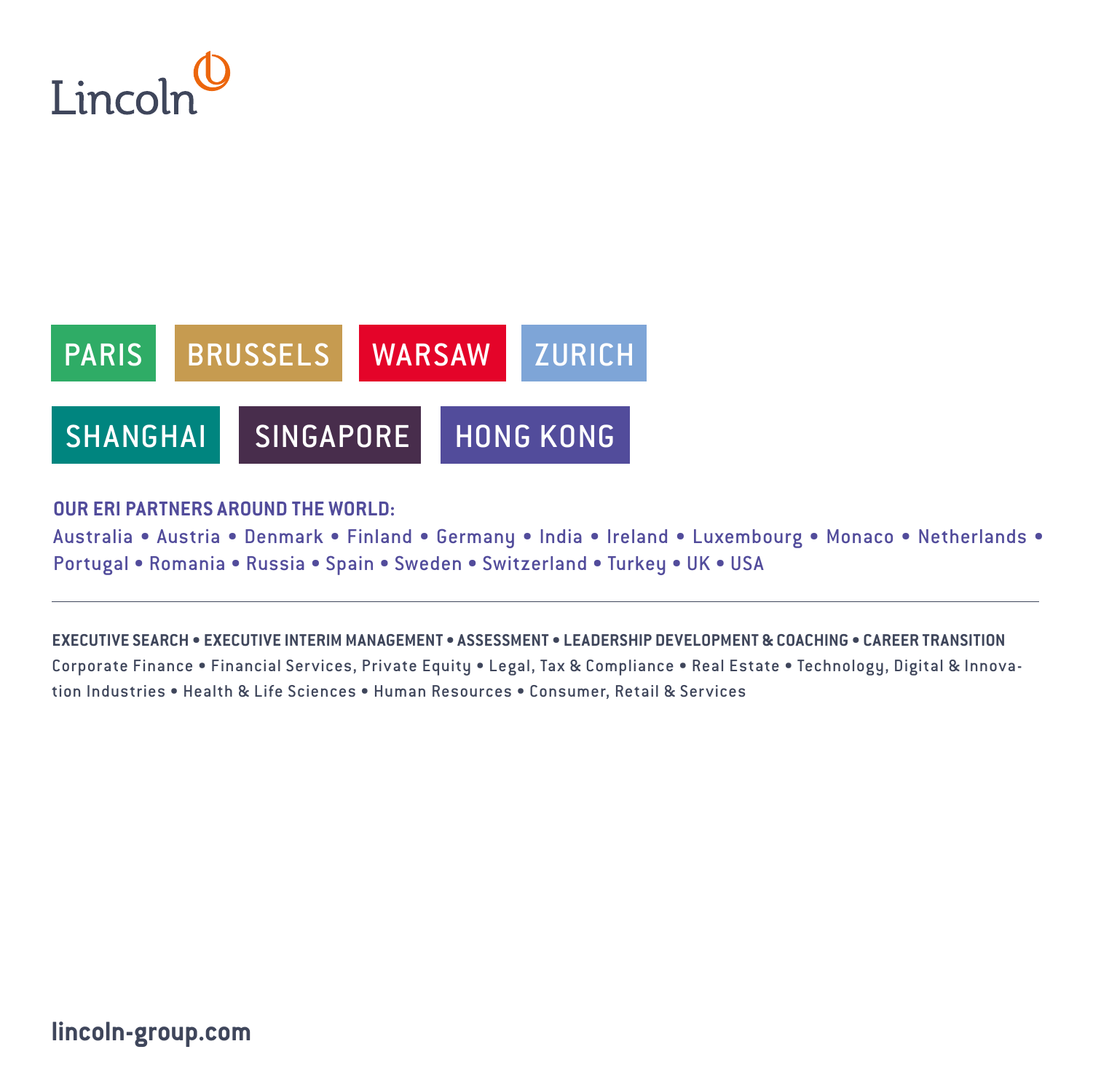Lincoln

PARIS BRUSSELS WARSAW ZURICH

SHANGHAI SINGAPORE HONG KONG

**OUR ERI PARTNERS AROUND THE WORLD:**

Australia • Austria • Denmark • Finland • Germany • India • Ireland • Luxembourg • Monaco • Netherlands • Portugal • Romania • Russia • Spain • Sweden • Switzerland • Turkey • UK • USA

---

**EXECUTIVE SEARCH • EXECUTIVE INTERIM MANAGEMENT • ASSESSMENT • LEADERSHIP DEVELOPMENT & COACHING • CAREER TRANSITION**

Corporate Finance • Financial Services, Private Equity • Legal, Tax & Compliance • Real Estate • Technology, Digital & Innovation Industries • Health & Life Sciences • Human Resources • Consumer, Retail & Services

**lincoln-group.com**